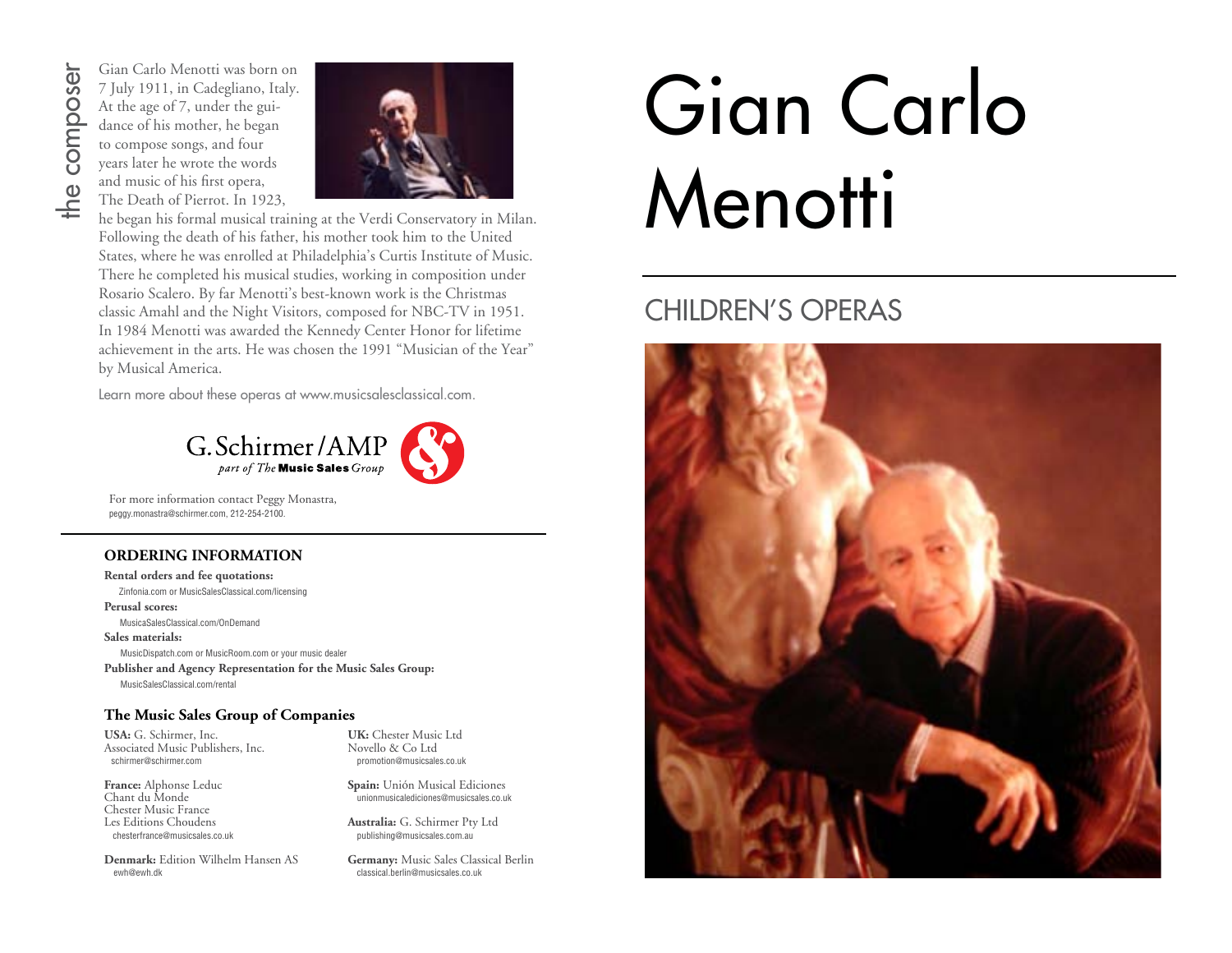# Gian Carlo Menotti

## CHILDREN'S OPERAS

## the composer

Gian Carlo Menotti was born on 7 July 1911, in Cadegliano, Italy. At the age of 7, under the guidance of his mother, he began to compose songs, and four years later he wrote the words and music of his first opera, The Death of Pierrot. In 1923, he began his formal musical training at the Verdi Conservatory in Milan. Following the death of his father, his mother took him to the United States, where he was enrolled at Philadelphia's Curtis Institute of Music. There he completed his musical studies, working in composition under Rosario Scalero. By far Menotti's best-known work is the Christmas classic Amahl and the Night Visitors, composed for NBC-TV in 1951. In 1984 Menotti was awarded the Kennedy Center Honor for lifetime achievement in the arts. He was chosen the 1991 "Musician of the Year" by Musical America.

Learn more about these operas at www.musicsalesclassical.com.

G. Schirmer / AMP
*part of The* **Music Sales** *Group*

For more information contact Peggy Monastra,
peggy.monastra@schirmer.com, 212-254-2100.

### ORDERING INFORMATION

**Rental orders and fee quotations:**
Zinfonia.com or MusicSalesClassical.com/licensing

**Perusal scores:**
MusicaSalesClassical.com/OnDemand

**Sales materials:**
MusicDispatch.com or MusicRoom.com or your music dealer

**Publisher and Agency Representation for the Music Sales Group:**
MusicSalesClassical.com/rental

### The Music Sales Group of Companies

**USA:** G. Schirmer, Inc.
Associated Music Publishers, Inc.
schirmer@schirmer.com

**France:** Alphonse Leduc
Chant du Monde
Chester Music France
Les Editions Choudens
chesterfrance@musicsales.co.uk

**Denmark:** Edition Wilhelm Hansen AS
ewh@ewh.dk

**UK:** Chester Music Ltd
Novello & Co Ltd
promotion@musicsales.co.uk

**Spain:** Unión Musical Ediciones
unionmusicalediciones@musicsales.co.uk

**Australia:** G. Schirmer Pty Ltd
publishing@musicsales.com.au

**Germany:** Music Sales Classical Berlin
classical.berlin@musicsales.co.uk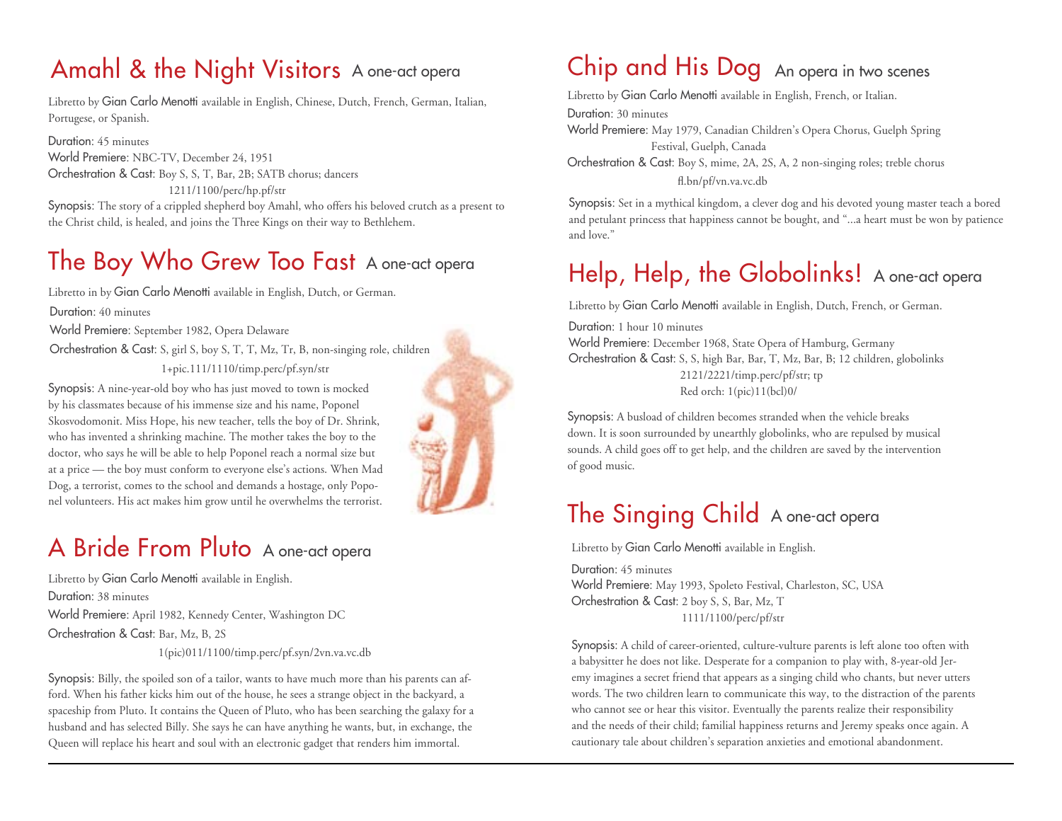## Amahl & the Night Visitors A one-act opera

Libretto by Gian Carlo Menotti available in English, Chinese, Dutch, French, German, Italian, Portugese, or Spanish.

Duration: 45 minutes

World Premiere: NBC-TV, December 24, 1951

Orchestration & Cast: Boy S, S, T, Bar, 2B; SATB chorus; dancers
1211/1100/perc/hp.pf/str

Synopsis: The story of a crippled shepherd boy Amahl, who offers his beloved crutch as a present to the Christ child, is healed, and joins the Three Kings on their way to Bethlehem.

## The Boy Who Grew Too Fast A one-act opera

Libretto in by Gian Carlo Menotti available in English, Dutch, or German.

Duration: 40 minutes

World Premiere: September 1982, Opera Delaware

Orchestration & Cast: S, girl S, boy S, T, T, Mz, Tr, B, non-singing role, children
1+pic.111/1110/timp.perc/pf.syn/str

Synopsis: A nine-year-old boy who has just moved to town is mocked by his classmates because of his immense size and his name, Poponel Skosvodomonit. Miss Hope, his new teacher, tells the boy of Dr. Shrink, who has invented a shrinking machine. The mother takes the boy to the doctor, who says he will be able to help Poponel reach a normal size but at a price — the boy must conform to everyone else's actions. When Mad Dog, a terrorist, comes to the school and demands a hostage, only Poponel volunteers. His act makes him grow until he overwhelms the terrorist.

## A Bride From Pluto A one-act opera

Libretto by Gian Carlo Menotti available in English.

Duration: 38 minutes

World Premiere: April 1982, Kennedy Center, Washington DC

Orchestration & Cast: Bar, Mz, B, 2S
1(pic)011/1100/timp.perc/pf.syn/2vn.va.vc.db

Synopsis: Billy, the spoiled son of a tailor, wants to have much more than his parents can afford. When his father kicks him out of the house, he sees a strange object in the backyard, a spaceship from Pluto. It contains the Queen of Pluto, who has been searching the galaxy for a husband and has selected Billy. She says he can have anything he wants, but, in exchange, the Queen will replace his heart and soul with an electronic gadget that renders him immortal.

## Chip and His Dog An opera in two scenes

Libretto by Gian Carlo Menotti available in English, French, or Italian.

Duration: 30 minutes

World Premiere: May 1979, Canadian Children's Opera Chorus, Guelph Spring Festival, Guelph, Canada

Orchestration & Cast: Boy S, mime, 2A, 2S, A, 2 non-singing roles; treble chorus
fl.bn/pf/vn.va.vc.db

Synopsis: Set in a mythical kingdom, a clever dog and his devoted young master teach a bored and petulant princess that happiness cannot be bought, and "...a heart must be won by patience and love."

## Help, Help, the Globolinks! A one-act opera

Libretto by Gian Carlo Menotti available in English, Dutch, French, or German.

Duration: 1 hour 10 minutes

World Premiere: December 1968, State Opera of Hamburg, Germany

Orchestration & Cast: S, S, high Bar, Bar, T, Mz, Bar, B; 12 children, globolinks
2121/2221/timp.perc/pf/str; tp
Red orch: 1(pic)11(bcl)0/

Synopsis: A busload of children becomes stranded when the vehicle breaks down. It is soon surrounded by unearthly globolinks, who are repulsed by musical sounds. A child goes off to get help, and the children are saved by the intervention of good music.

## The Singing Child A one-act opera

Libretto by Gian Carlo Menotti available in English.

Duration: 45 minutes

World Premiere: May 1993, Spoleto Festival, Charleston, SC, USA

Orchestration & Cast: 2 boy S, S, Bar, Mz, T
1111/1100/perc/pf/str

Synopsis: A child of career-oriented, culture-vulture parents is left alone too often with a babysitter he does not like. Desperate for a companion to play with, 8-year-old Jeremy imagines a secret friend that appears as a singing child who chants, but never utters words. The two children learn to communicate this way, to the distraction of the parents who cannot see or hear this visitor. Eventually the parents realize their responsibility and the needs of their child; familial happiness returns and Jeremy speaks once again. A cautionary tale about children's separation anxieties and emotional abandonment.